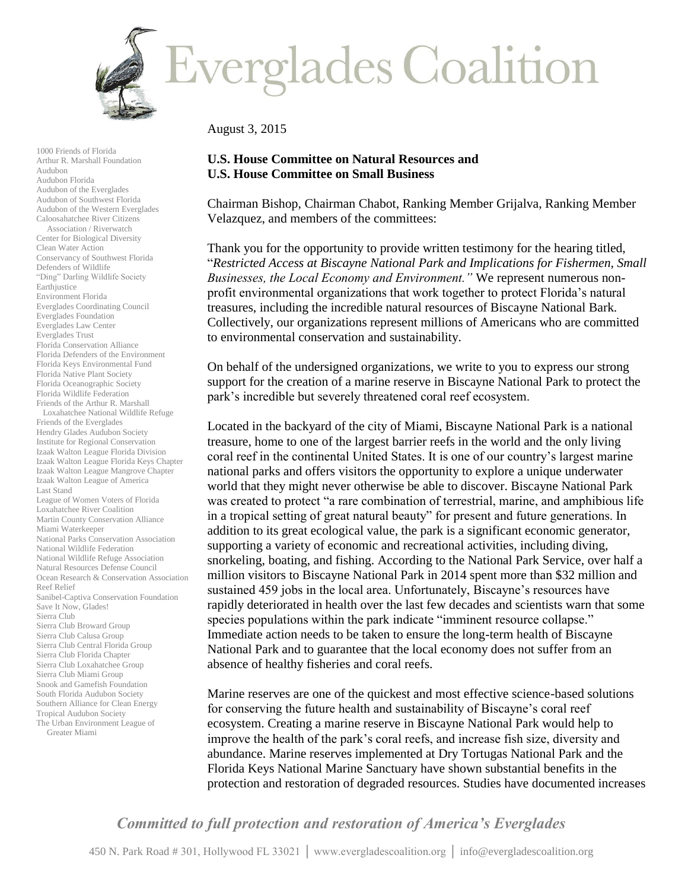# Everglades Coalition

1000 Friends of Florida
Arthur R. Marshall Foundation
Audubon
Audubon Florida
Audubon of the Everglades
Audubon of Southwest Florida
Audubon of the Western Everglades
Caloosahatchee River Citizens Association / Riverwatch
Center for Biological Diversity
Clean Water Action
Conservancy of Southwest Florida
Defenders of Wildlife
"Ding" Darling Wildlife Society
Earthjustice
Environment Florida
Everglades Coordinating Council
Everglades Foundation
Everglades Law Center
Everglades Trust
Florida Conservation Alliance
Florida Defenders of the Environment
Florida Keys Environmental Fund
Florida Native Plant Society
Florida Oceanographic Society
Florida Wildlife Federation
Friends of the Arthur R. Marshall Loxahatchee National Wildlife Refuge
Friends of the Everglades
Hendry Glades Audubon Society
Institute for Regional Conservation
Izaak Walton League Florida Division
Izaak Walton League Florida Keys Chapter
Izaak Walton League Mangrove Chapter
Izaak Walton League of America
Last Stand
League of Women Voters of Florida
Loxahatchee River Coalition
Martin County Conservation Alliance
Miami Waterkeeper
National Parks Conservation Association
National Wildlife Federation
National Wildlife Refuge Association
Natural Resources Defense Council
Ocean Research & Conservation Association
Reef Relief
Sanibel-Captiva Conservation Foundation
Save It Now, Glades!
Sierra Club
Sierra Club Broward Group
Sierra Club Calusa Group
Sierra Club Central Florida Group
Sierra Club Florida Chapter
Sierra Club Loxahatchee Group
Sierra Club Miami Group
Snook and Gamefish Foundation
South Florida Audubon Society
Southern Alliance for Clean Energy
Tropical Audubon Society
The Urban Environment League of Greater Miami

August 3, 2015

**U.S. House Committee on Natural Resources and**
**U.S. House Committee on Small Business**

Chairman Bishop, Chairman Chabot, Ranking Member Grijalva, Ranking Member Velazquez, and members of the committees:

Thank you for the opportunity to provide written testimony for the hearing titled, "*Restricted Access at Biscayne National Park and Implications for Fishermen, Small Businesses, the Local Economy and Environment.*" We represent numerous non-profit environmental organizations that work together to protect Florida's natural treasures, including the incredible natural resources of Biscayne National Bark. Collectively, our organizations represent millions of Americans who are committed to environmental conservation and sustainability.

On behalf of the undersigned organizations, we write to you to express our strong support for the creation of a marine reserve in Biscayne National Park to protect the park's incredible but severely threatened coral reef ecosystem.

Located in the backyard of the city of Miami, Biscayne National Park is a national treasure, home to one of the largest barrier reefs in the world and the only living coral reef in the continental United States. It is one of our country's largest marine national parks and offers visitors the opportunity to explore a unique underwater world that they might never otherwise be able to discover. Biscayne National Park was created to protect "a rare combination of terrestrial, marine, and amphibious life in a tropical setting of great natural beauty" for present and future generations. In addition to its great ecological value, the park is a significant economic generator, supporting a variety of economic and recreational activities, including diving, snorkeling, boating, and fishing. According to the National Park Service, over half a million visitors to Biscayne National Park in 2014 spent more than $32 million and sustained 459 jobs in the local area. Unfortunately, Biscayne's resources have rapidly deteriorated in health over the last few decades and scientists warn that some species populations within the park indicate "imminent resource collapse." Immediate action needs to be taken to ensure the long-term health of Biscayne National Park and to guarantee that the local economy does not suffer from an absence of healthy fisheries and coral reefs.

Marine reserves are one of the quickest and most effective science-based solutions for conserving the future health and sustainability of Biscayne's coral reef ecosystem. Creating a marine reserve in Biscayne National Park would help to improve the health of the park's coral reefs, and increase fish size, diversity and abundance. Marine reserves implemented at Dry Tortugas National Park and the Florida Keys National Marine Sanctuary have shown substantial benefits in the protection and restoration of degraded resources. Studies have documented increases

*Committed to full protection and restoration of America's Everglades*

450 N. Park Road # 301, Hollywood FL 33021 | www.evergladescoalition.org | info@evergladescoalition.org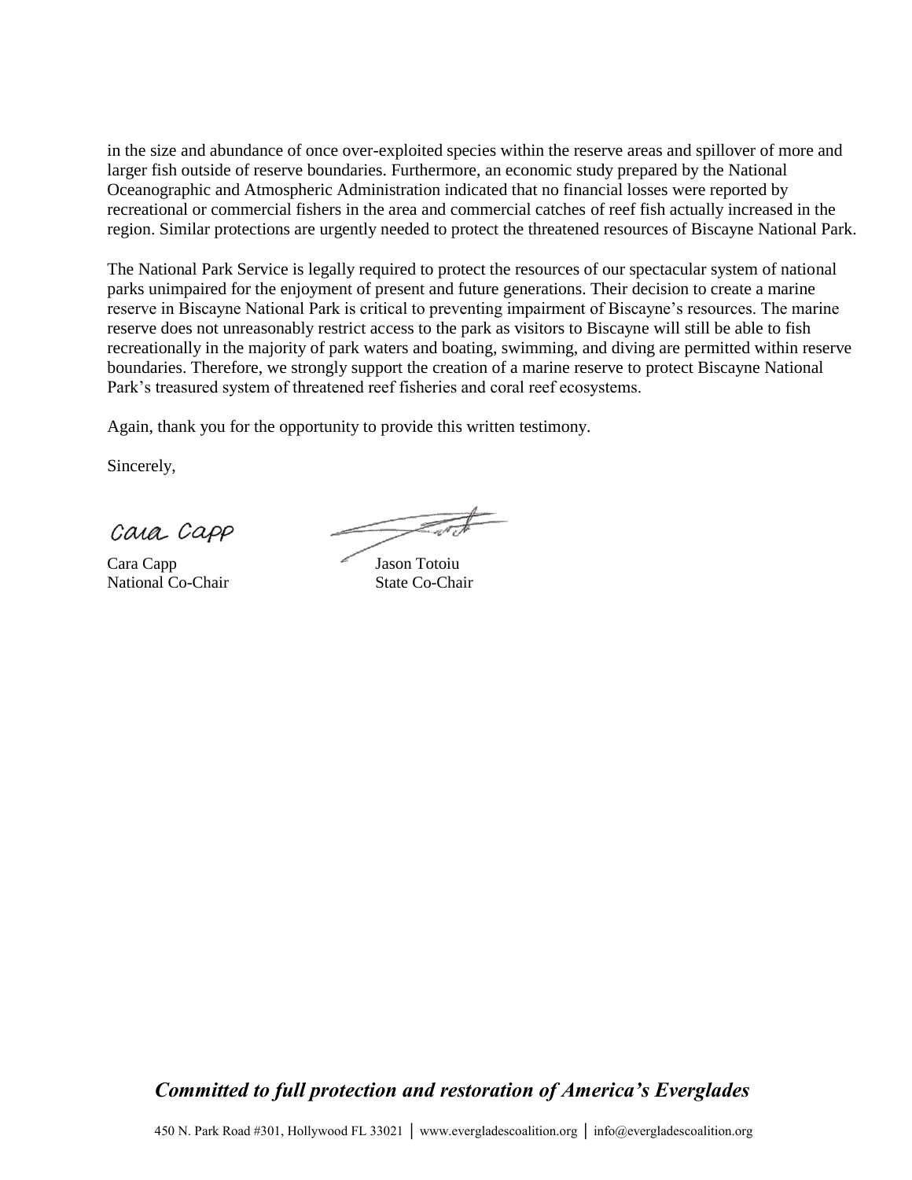in the size and abundance of once over-exploited species within the reserve areas and spillover of more and larger fish outside of reserve boundaries. Furthermore, an economic study prepared by the National Oceanographic and Atmospheric Administration indicated that no financial losses were reported by recreational or commercial fishers in the area and commercial catches of reef fish actually increased in the region. Similar protections are urgently needed to protect the threatened resources of Biscayne National Park.

The National Park Service is legally required to protect the resources of our spectacular system of national parks unimpaired for the enjoyment of present and future generations. Their decision to create a marine reserve in Biscayne National Park is critical to preventing impairment of Biscayne's resources. The marine reserve does not unreasonably restrict access to the park as visitors to Biscayne will still be able to fish recreationally in the majority of park waters and boating, swimming, and diving are permitted within reserve boundaries. Therefore, we strongly support the creation of a marine reserve to protect Biscayne National Park's treasured system of threatened reef fisheries and coral reef ecosystems.

Again, thank you for the opportunity to provide this written testimony.

Sincerely,

Cara Capp
National Co-Chair

Jason Totoiu
State Co-Chair

***Committed to full protection and restoration of America's Everglades***

450 N. Park Road #301, Hollywood FL 33021 | www.evergladescoalition.org | info@evergladescoalition.org